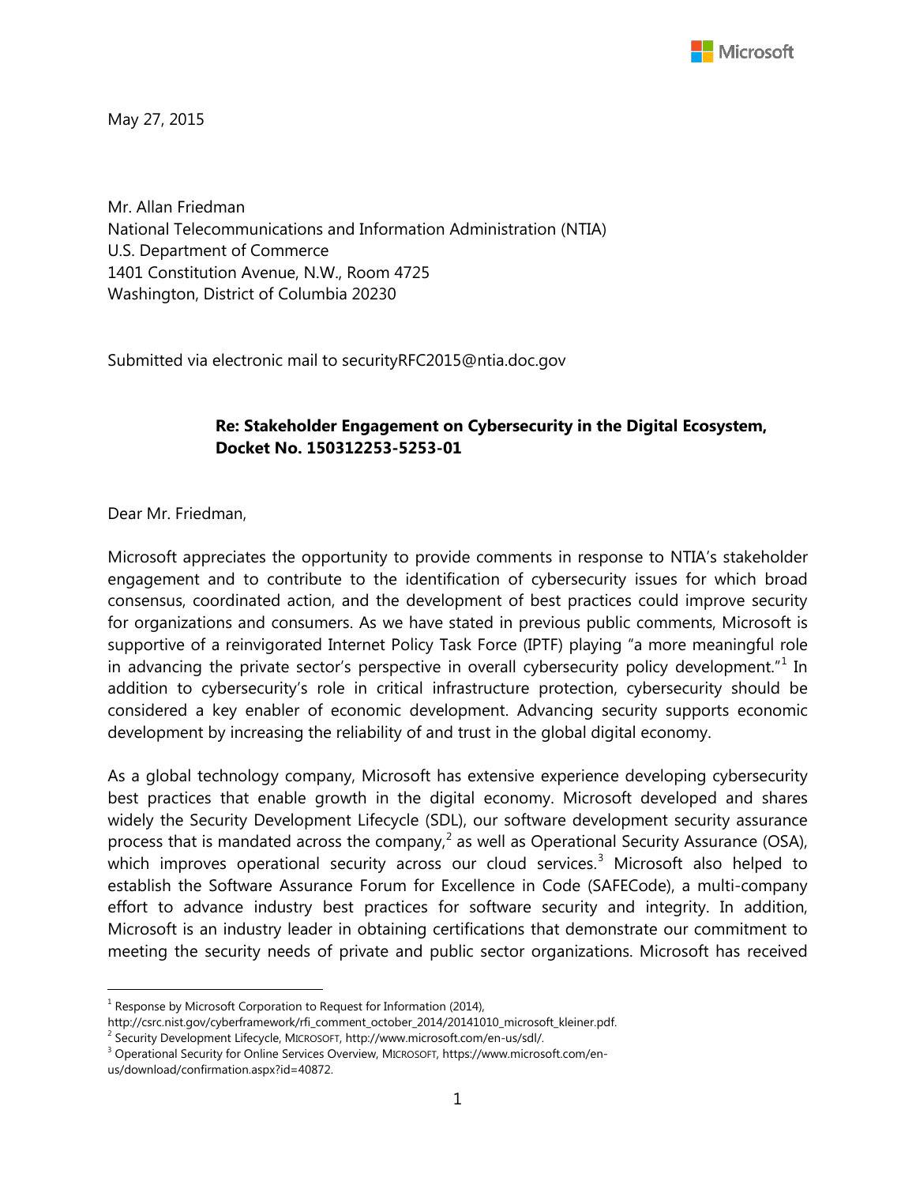May 27, 2015

Mr. Allan Friedman
National Telecommunications and Information Administration (NTIA)
U.S. Department of Commerce
1401 Constitution Avenue, N.W., Room 4725
Washington, District of Columbia 20230

Submitted via electronic mail to securityRFC2015@ntia.doc.gov

**Re: Stakeholder Engagement on Cybersecurity in the Digital Ecosystem, Docket No. 150312253-5253-01**

Dear Mr. Friedman,

Microsoft appreciates the opportunity to provide comments in response to NTIA's stakeholder engagement and to contribute to the identification of cybersecurity issues for which broad consensus, coordinated action, and the development of best practices could improve security for organizations and consumers. As we have stated in previous public comments, Microsoft is supportive of a reinvigorated Internet Policy Task Force (IPTF) playing "a more meaningful role in advancing the private sector's perspective in overall cybersecurity policy development."[1] In addition to cybersecurity's role in critical infrastructure protection, cybersecurity should be considered a key enabler of economic development. Advancing security supports economic development by increasing the reliability of and trust in the global digital economy.

As a global technology company, Microsoft has extensive experience developing cybersecurity best practices that enable growth in the digital economy. Microsoft developed and shares widely the Security Development Lifecycle (SDL), our software development security assurance process that is mandated across the company,[2] as well as Operational Security Assurance (OSA), which improves operational security across our cloud services.[3] Microsoft also helped to establish the Software Assurance Forum for Excellence in Code (SAFECode), a multi-company effort to advance industry best practices for software security and integrity. In addition, Microsoft is an industry leader in obtaining certifications that demonstrate our commitment to meeting the security needs of private and public sector organizations. Microsoft has received

---

[1] Response by Microsoft Corporation to Request for Information (2014), http://csrc.nist.gov/cyberframework/rfi_comment_october_2014/20141010_microsoft_kleiner.pdf.

[2] Security Development Lifecycle, MICROSOFT, http://www.microsoft.com/en-us/sdl/.

[3] Operational Security for Online Services Overview, MICROSOFT, https://www.microsoft.com/en-us/download/confirmation.aspx?id=40872.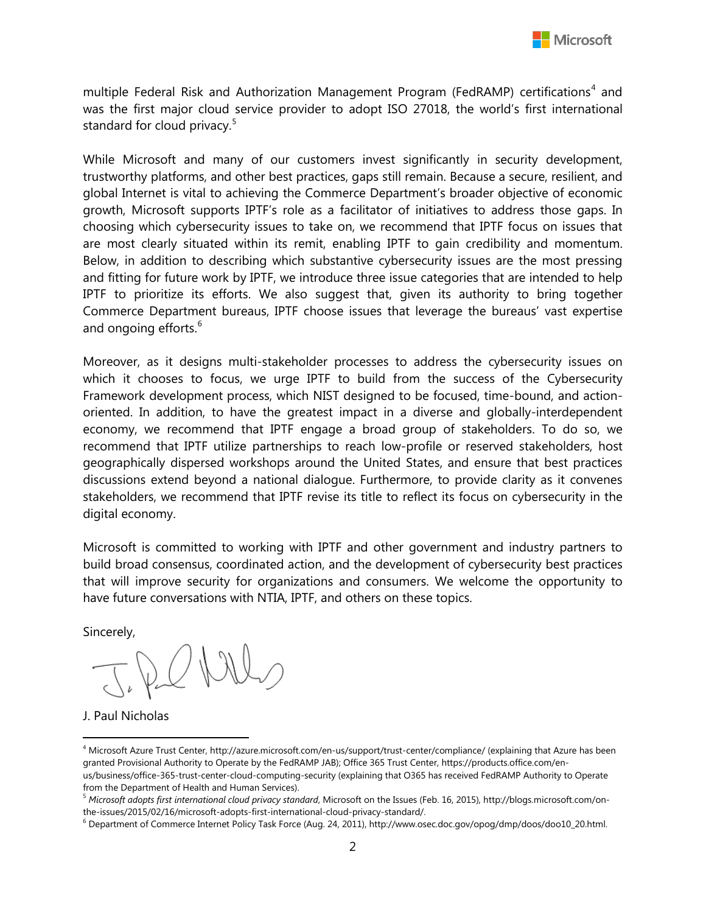multiple Federal Risk and Authorization Management Program (FedRAMP) certifications[4] and was the first major cloud service provider to adopt ISO 27018, the world's first international standard for cloud privacy.[5]

While Microsoft and many of our customers invest significantly in security development, trustworthy platforms, and other best practices, gaps still remain. Because a secure, resilient, and global Internet is vital to achieving the Commerce Department's broader objective of economic growth, Microsoft supports IPTF's role as a facilitator of initiatives to address those gaps. In choosing which cybersecurity issues to take on, we recommend that IPTF focus on issues that are most clearly situated within its remit, enabling IPTF to gain credibility and momentum. Below, in addition to describing which substantive cybersecurity issues are the most pressing and fitting for future work by IPTF, we introduce three issue categories that are intended to help IPTF to prioritize its efforts. We also suggest that, given its authority to bring together Commerce Department bureaus, IPTF choose issues that leverage the bureaus' vast expertise and ongoing efforts.[6]

Moreover, as it designs multi-stakeholder processes to address the cybersecurity issues on which it chooses to focus, we urge IPTF to build from the success of the Cybersecurity Framework development process, which NIST designed to be focused, time-bound, and action-oriented. In addition, to have the greatest impact in a diverse and globally-interdependent economy, we recommend that IPTF engage a broad group of stakeholders. To do so, we recommend that IPTF utilize partnerships to reach low-profile or reserved stakeholders, host geographically dispersed workshops around the United States, and ensure that best practices discussions extend beyond a national dialogue. Furthermore, to provide clarity as it convenes stakeholders, we recommend that IPTF revise its title to reflect its focus on cybersecurity in the digital economy.

Microsoft is committed to working with IPTF and other government and industry partners to build broad consensus, coordinated action, and the development of cybersecurity best practices that will improve security for organizations and consumers. We welcome the opportunity to have future conversations with NTIA, IPTF, and others on these topics.

Sincerely,

J. Paul Nicholas

---

[4] Microsoft Azure Trust Center, http://azure.microsoft.com/en-us/support/trust-center/compliance/ (explaining that Azure has been granted Provisional Authority to Operate by the FedRAMP JAB); Office 365 Trust Center, https://products.office.com/en-us/business/office-365-trust-center-cloud-computing-security (explaining that O365 has received FedRAMP Authority to Operate from the Department of Health and Human Services).

[5] *Microsoft adopts first international cloud privacy standard*, Microsoft on the Issues (Feb. 16, 2015), http://blogs.microsoft.com/on-the-issues/2015/02/16/microsoft-adopts-first-international-cloud-privacy-standard/.

[6] Department of Commerce Internet Policy Task Force (Aug. 24, 2011), http://www.osec.doc.gov/opog/dmp/doos/doo10_20.html.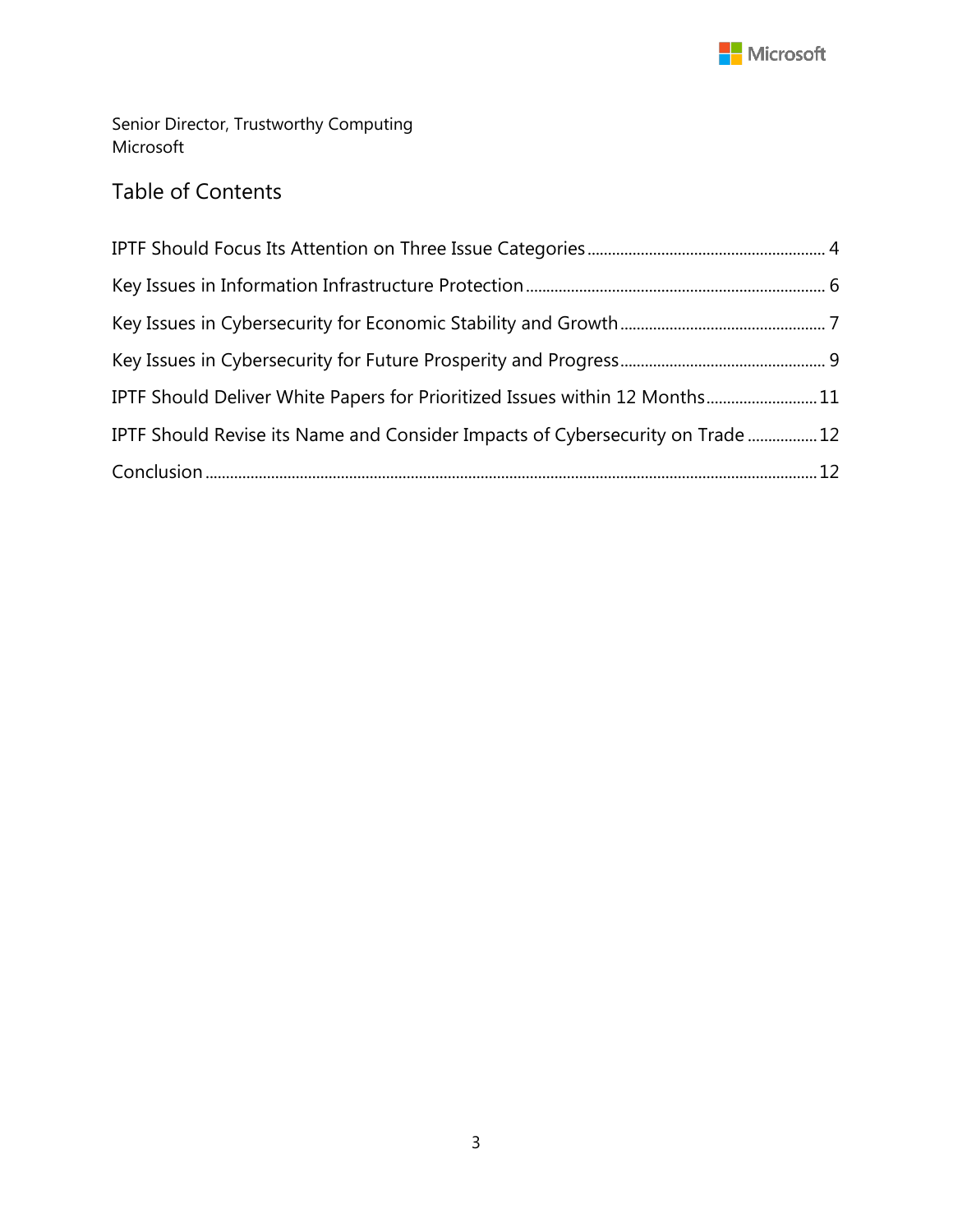Senior Director, Trustworthy Computing
Microsoft

## Table of Contents

IPTF Should Focus Its Attention on Three Issue Categories ........ 4

Key Issues in Information Infrastructure Protection ........ 6

Key Issues in Cybersecurity for Economic Stability and Growth ........ 7

Key Issues in Cybersecurity for Future Prosperity and Progress ........ 9

IPTF Should Deliver White Papers for Prioritized Issues within 12 Months ........ 11

IPTF Should Revise its Name and Consider Impacts of Cybersecurity on Trade ........ 12

Conclusion ........ 12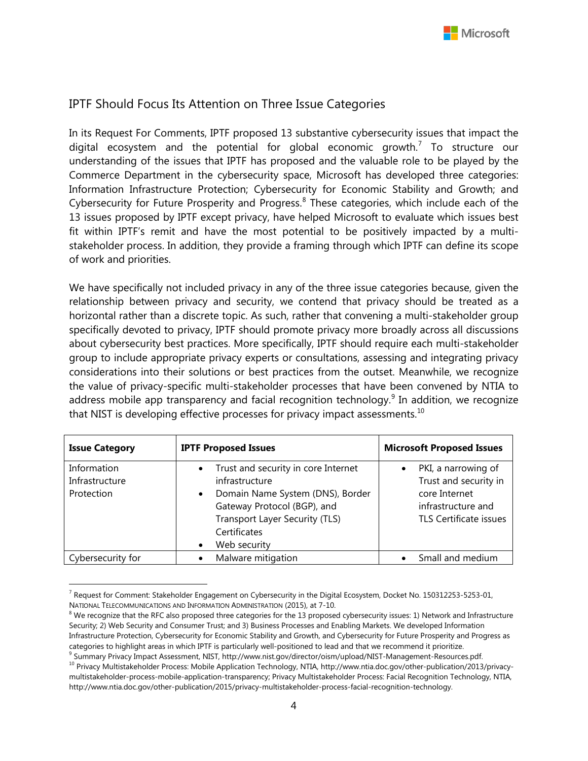## IPTF Should Focus Its Attention on Three Issue Categories

In its Request For Comments, IPTF proposed 13 substantive cybersecurity issues that impact the digital ecosystem and the potential for global economic growth.[7] To structure our understanding of the issues that IPTF has proposed and the valuable role to be played by the Commerce Department in the cybersecurity space, Microsoft has developed three categories: Information Infrastructure Protection; Cybersecurity for Economic Stability and Growth; and Cybersecurity for Future Prosperity and Progress.[8] These categories, which include each of the 13 issues proposed by IPTF except privacy, have helped Microsoft to evaluate which issues best fit within IPTF's remit and have the most potential to be positively impacted by a multi-stakeholder process. In addition, they provide a framing through which IPTF can define its scope of work and priorities.

We have specifically not included privacy in any of the three issue categories because, given the relationship between privacy and security, we contend that privacy should be treated as a horizontal rather than a discrete topic. As such, rather that convening a multi-stakeholder group specifically devoted to privacy, IPTF should promote privacy more broadly across all discussions about cybersecurity best practices. More specifically, IPTF should require each multi-stakeholder group to include appropriate privacy experts or consultations, assessing and integrating privacy considerations into their solutions or best practices from the outset. Meanwhile, we recognize the value of privacy-specific multi-stakeholder processes that have been convened by NTIA to address mobile app transparency and facial recognition technology.[9] In addition, we recognize that NIST is developing effective processes for privacy impact assessments.[10]

| Issue Category | IPTF Proposed Issues | Microsoft Proposed Issues |
|---|---|---|
| Information Infrastructure Protection | • Trust and security in core Internet infrastructure<br>• Domain Name System (DNS), Border Gateway Protocol (BGP), and Transport Layer Security (TLS) Certificates<br>• Web security | • PKI, a narrowing of Trust and security in core Internet infrastructure and TLS Certificate issues |
| Cybersecurity for | • Malware mitigation | • Small and medium |

[7] Request for Comment: Stakeholder Engagement on Cybersecurity in the Digital Ecosystem, Docket No. 150312253-5253-01, NATIONAL TELECOMMUNICATIONS AND INFORMATION ADMINISTRATION (2015), at 7-10.

[8] We recognize that the RFC also proposed three categories for the 13 proposed cybersecurity issues: 1) Network and Infrastructure Security; 2) Web Security and Consumer Trust; and 3) Business Processes and Enabling Markets. We developed Information Infrastructure Protection, Cybersecurity for Economic Stability and Growth, and Cybersecurity for Future Prosperity and Progress as categories to highlight areas in which IPTF is particularly well-positioned to lead and that we recommend it prioritize.

[9] Summary Privacy Impact Assessment, NIST, http://www.nist.gov/director/oism/upload/NIST-Management-Resources.pdf.

[10] Privacy Multistakeholder Process: Mobile Application Technology, NTIA, http://www.ntia.doc.gov/other-publication/2013/privacy-multistakeholder-process-mobile-application-transparency; Privacy Multistakeholder Process: Facial Recognition Technology, NTIA, http://www.ntia.doc.gov/other-publication/2015/privacy-multistakeholder-process-facial-recognition-technology.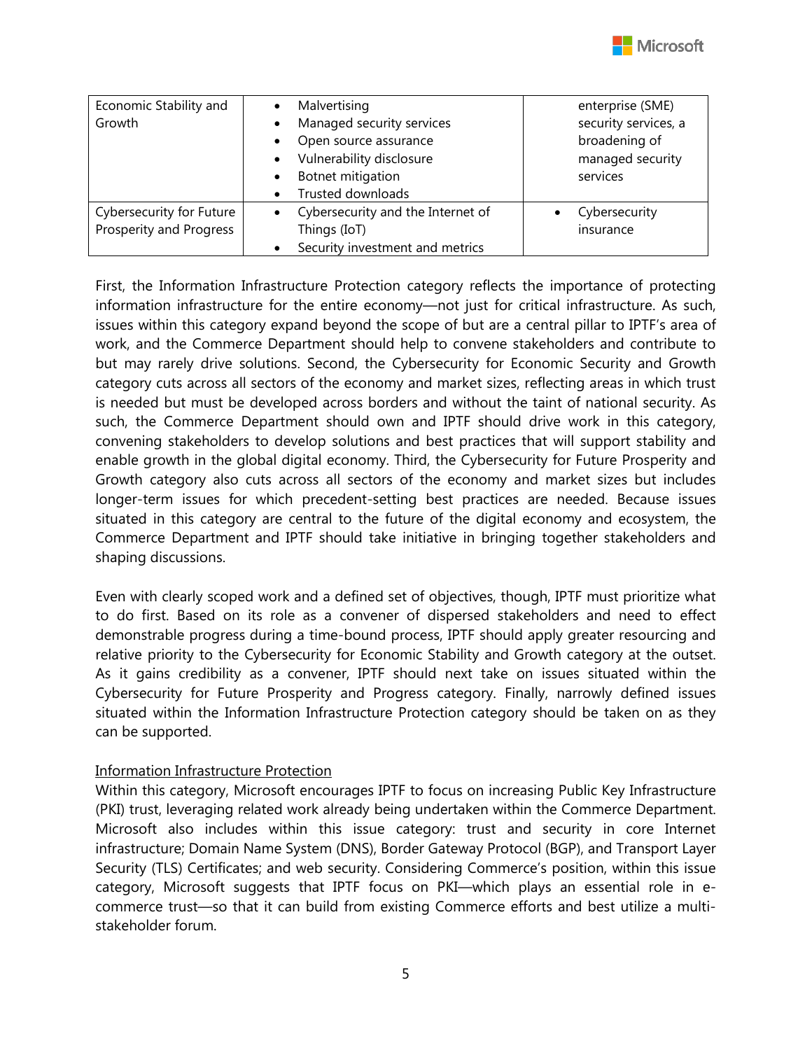| Economic Stability and Growth | • Malvertising<br>• Managed security services<br>• Open source assurance<br>• Vulnerability disclosure<br>• Botnet mitigation<br>• Trusted downloads | enterprise (SME) security services, a broadening of managed security services |
|---|---|---|
| Cybersecurity for Future Prosperity and Progress | • Cybersecurity and the Internet of Things (IoT)<br>• Security investment and metrics | • Cybersecurity insurance |

First, the Information Infrastructure Protection category reflects the importance of protecting information infrastructure for the entire economy—not just for critical infrastructure. As such, issues within this category expand beyond the scope of but are a central pillar to IPTF's area of work, and the Commerce Department should help to convene stakeholders and contribute to but may rarely drive solutions. Second, the Cybersecurity for Economic Security and Growth category cuts across all sectors of the economy and market sizes, reflecting areas in which trust is needed but must be developed across borders and without the taint of national security. As such, the Commerce Department should own and IPTF should drive work in this category, convening stakeholders to develop solutions and best practices that will support stability and enable growth in the global digital economy. Third, the Cybersecurity for Future Prosperity and Growth category also cuts across all sectors of the economy and market sizes but includes longer-term issues for which precedent-setting best practices are needed. Because issues situated in this category are central to the future of the digital economy and ecosystem, the Commerce Department and IPTF should take initiative in bringing together stakeholders and shaping discussions.

Even with clearly scoped work and a defined set of objectives, though, IPTF must prioritize what to do first. Based on its role as a convener of dispersed stakeholders and need to effect demonstrable progress during a time-bound process, IPTF should apply greater resourcing and relative priority to the Cybersecurity for Economic Stability and Growth category at the outset. As it gains credibility as a convener, IPTF should next take on issues situated within the Cybersecurity for Future Prosperity and Progress category. Finally, narrowly defined issues situated within the Information Infrastructure Protection category should be taken on as they can be supported.

<u>Information Infrastructure Protection</u>

Within this category, Microsoft encourages IPTF to focus on increasing Public Key Infrastructure (PKI) trust, leveraging related work already being undertaken within the Commerce Department. Microsoft also includes within this issue category: trust and security in core Internet infrastructure; Domain Name System (DNS), Border Gateway Protocol (BGP), and Transport Layer Security (TLS) Certificates; and web security. Considering Commerce's position, within this issue category, Microsoft suggests that IPTF focus on PKI—which plays an essential role in e-commerce trust—so that it can build from existing Commerce efforts and best utilize a multi-stakeholder forum.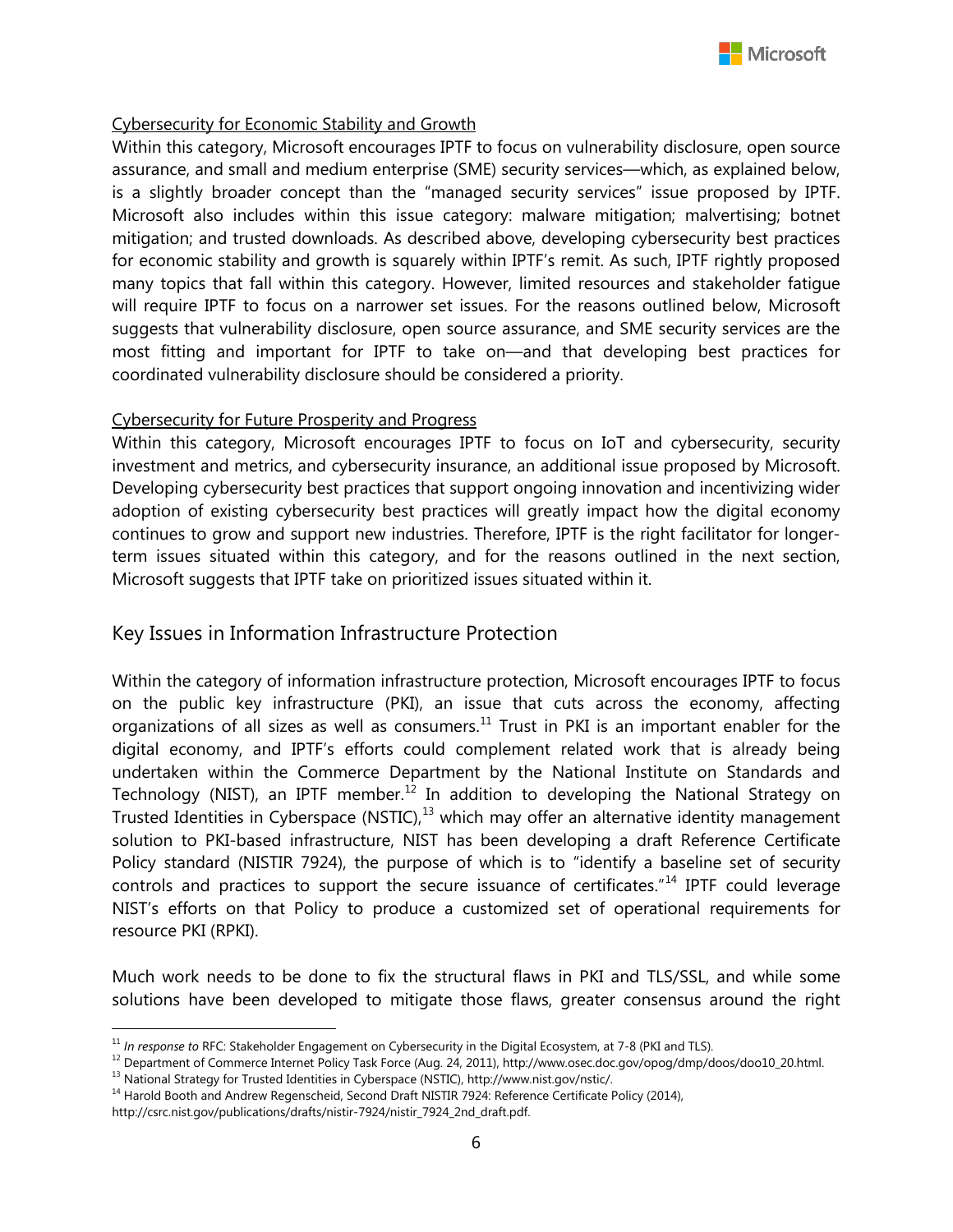Cybersecurity for Economic Stability and Growth

Within this category, Microsoft encourages IPTF to focus on vulnerability disclosure, open source assurance, and small and medium enterprise (SME) security services—which, as explained below, is a slightly broader concept than the "managed security services" issue proposed by IPTF. Microsoft also includes within this issue category: malware mitigation; malvertising; botnet mitigation; and trusted downloads. As described above, developing cybersecurity best practices for economic stability and growth is squarely within IPTF's remit. As such, IPTF rightly proposed many topics that fall within this category. However, limited resources and stakeholder fatigue will require IPTF to focus on a narrower set issues. For the reasons outlined below, Microsoft suggests that vulnerability disclosure, open source assurance, and SME security services are the most fitting and important for IPTF to take on—and that developing best practices for coordinated vulnerability disclosure should be considered a priority.

Cybersecurity for Future Prosperity and Progress

Within this category, Microsoft encourages IPTF to focus on IoT and cybersecurity, security investment and metrics, and cybersecurity insurance, an additional issue proposed by Microsoft. Developing cybersecurity best practices that support ongoing innovation and incentivizing wider adoption of existing cybersecurity best practices will greatly impact how the digital economy continues to grow and support new industries. Therefore, IPTF is the right facilitator for longer-term issues situated within this category, and for the reasons outlined in the next section, Microsoft suggests that IPTF take on prioritized issues situated within it.

## Key Issues in Information Infrastructure Protection

Within the category of information infrastructure protection, Microsoft encourages IPTF to focus on the public key infrastructure (PKI), an issue that cuts across the economy, affecting organizations of all sizes as well as consumers.[11] Trust in PKI is an important enabler for the digital economy, and IPTF's efforts could complement related work that is already being undertaken within the Commerce Department by the National Institute on Standards and Technology (NIST), an IPTF member.[12] In addition to developing the National Strategy on Trusted Identities in Cyberspace (NSTIC),[13] which may offer an alternative identity management solution to PKI-based infrastructure, NIST has been developing a draft Reference Certificate Policy standard (NISTIR 7924), the purpose of which is to "identify a baseline set of security controls and practices to support the secure issuance of certificates."[14] IPTF could leverage NIST's efforts on that Policy to produce a customized set of operational requirements for resource PKI (RPKI).

Much work needs to be done to fix the structural flaws in PKI and TLS/SSL, and while some solutions have been developed to mitigate those flaws, greater consensus around the right

---

[11] *In response to* RFC: Stakeholder Engagement on Cybersecurity in the Digital Ecosystem, at 7-8 (PKI and TLS).

[12] Department of Commerce Internet Policy Task Force (Aug. 24, 2011), http://www.osec.doc.gov/opog/dmp/doos/doo10_20.html.

[13] National Strategy for Trusted Identities in Cyberspace (NSTIC), http://www.nist.gov/nstic/.

[14] Harold Booth and Andrew Regenscheid, Second Draft NISTIR 7924: Reference Certificate Policy (2014), http://csrc.nist.gov/publications/drafts/nistir-7924/nistir_7924_2nd_draft.pdf.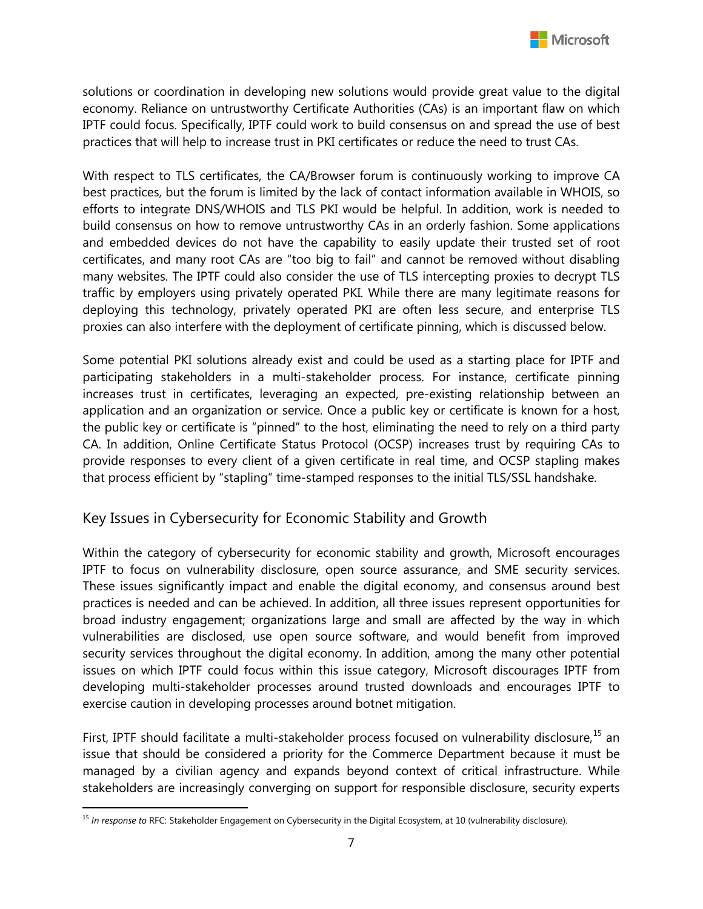solutions or coordination in developing new solutions would provide great value to the digital economy. Reliance on untrustworthy Certificate Authorities (CAs) is an important flaw on which IPTF could focus. Specifically, IPTF could work to build consensus on and spread the use of best practices that will help to increase trust in PKI certificates or reduce the need to trust CAs.

With respect to TLS certificates, the CA/Browser forum is continuously working to improve CA best practices, but the forum is limited by the lack of contact information available in WHOIS, so efforts to integrate DNS/WHOIS and TLS PKI would be helpful. In addition, work is needed to build consensus on how to remove untrustworthy CAs in an orderly fashion. Some applications and embedded devices do not have the capability to easily update their trusted set of root certificates, and many root CAs are "too big to fail" and cannot be removed without disabling many websites. The IPTF could also consider the use of TLS intercepting proxies to decrypt TLS traffic by employers using privately operated PKI. While there are many legitimate reasons for deploying this technology, privately operated PKI are often less secure, and enterprise TLS proxies can also interfere with the deployment of certificate pinning, which is discussed below.

Some potential PKI solutions already exist and could be used as a starting place for IPTF and participating stakeholders in a multi-stakeholder process. For instance, certificate pinning increases trust in certificates, leveraging an expected, pre-existing relationship between an application and an organization or service. Once a public key or certificate is known for a host, the public key or certificate is "pinned" to the host, eliminating the need to rely on a third party CA. In addition, Online Certificate Status Protocol (OCSP) increases trust by requiring CAs to provide responses to every client of a given certificate in real time, and OCSP stapling makes that process efficient by "stapling" time-stamped responses to the initial TLS/SSL handshake.

## Key Issues in Cybersecurity for Economic Stability and Growth

Within the category of cybersecurity for economic stability and growth, Microsoft encourages IPTF to focus on vulnerability disclosure, open source assurance, and SME security services. These issues significantly impact and enable the digital economy, and consensus around best practices is needed and can be achieved. In addition, all three issues represent opportunities for broad industry engagement; organizations large and small are affected by the way in which vulnerabilities are disclosed, use open source software, and would benefit from improved security services throughout the digital economy. In addition, among the many other potential issues on which IPTF could focus within this issue category, Microsoft discourages IPTF from developing multi-stakeholder processes around trusted downloads and encourages IPTF to exercise caution in developing processes around botnet mitigation.

First, IPTF should facilitate a multi-stakeholder process focused on vulnerability disclosure,[15] an issue that should be considered a priority for the Commerce Department because it must be managed by a civilian agency and expands beyond context of critical infrastructure. While stakeholders are increasingly converging on support for responsible disclosure, security experts

[15] *In response to* RFC: Stakeholder Engagement on Cybersecurity in the Digital Ecosystem, at 10 (vulnerability disclosure).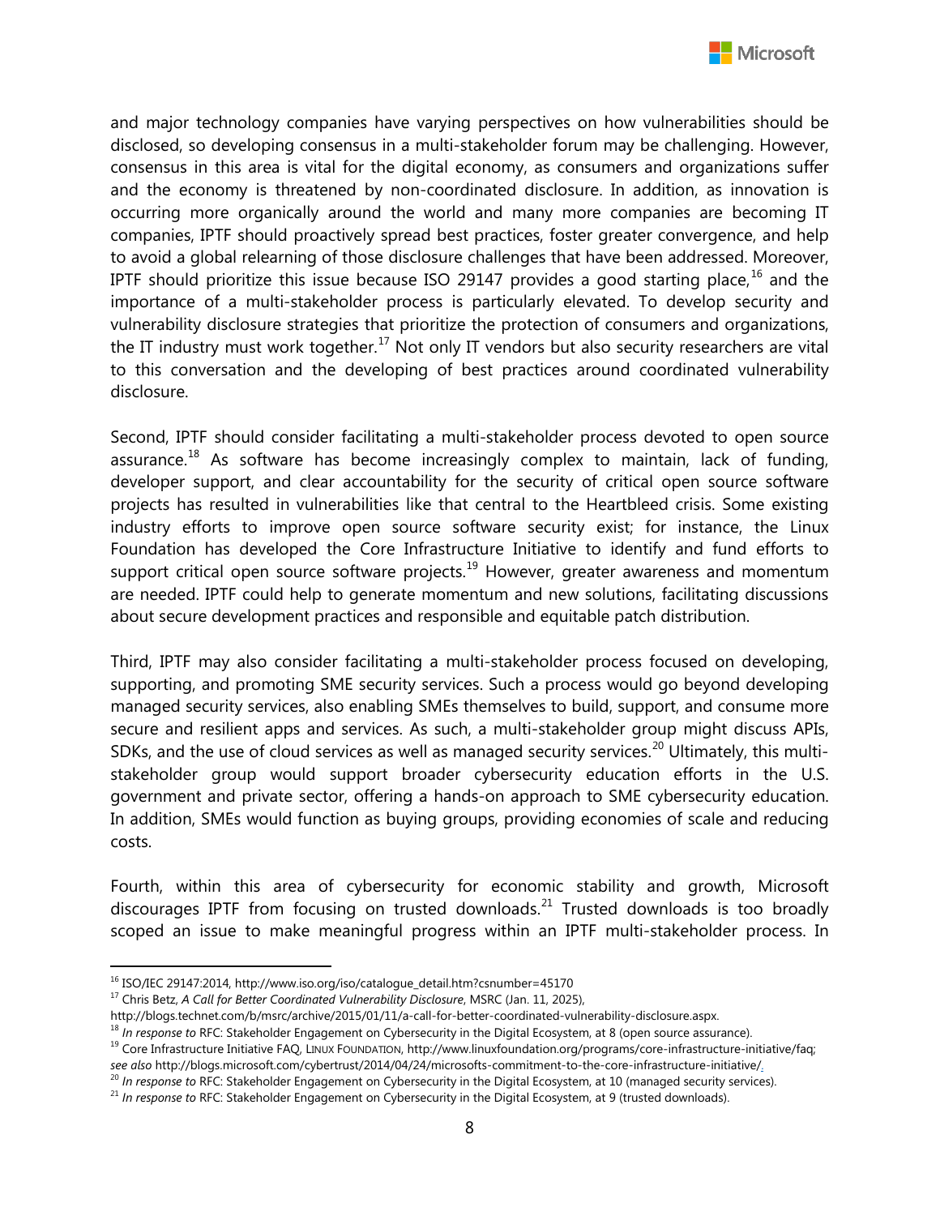and major technology companies have varying perspectives on how vulnerabilities should be disclosed, so developing consensus in a multi-stakeholder forum may be challenging. However, consensus in this area is vital for the digital economy, as consumers and organizations suffer and the economy is threatened by non-coordinated disclosure. In addition, as innovation is occurring more organically around the world and many more companies are becoming IT companies, IPTF should proactively spread best practices, foster greater convergence, and help to avoid a global relearning of those disclosure challenges that have been addressed. Moreover, IPTF should prioritize this issue because ISO 29147 provides a good starting place,[16] and the importance of a multi-stakeholder process is particularly elevated. To develop security and vulnerability disclosure strategies that prioritize the protection of consumers and organizations, the IT industry must work together.[17] Not only IT vendors but also security researchers are vital to this conversation and the developing of best practices around coordinated vulnerability disclosure.

Second, IPTF should consider facilitating a multi-stakeholder process devoted to open source assurance.[18] As software has become increasingly complex to maintain, lack of funding, developer support, and clear accountability for the security of critical open source software projects has resulted in vulnerabilities like that central to the Heartbleed crisis. Some existing industry efforts to improve open source software security exist; for instance, the Linux Foundation has developed the Core Infrastructure Initiative to identify and fund efforts to support critical open source software projects.[19] However, greater awareness and momentum are needed. IPTF could help to generate momentum and new solutions, facilitating discussions about secure development practices and responsible and equitable patch distribution.

Third, IPTF may also consider facilitating a multi-stakeholder process focused on developing, supporting, and promoting SME security services. Such a process would go beyond developing managed security services, also enabling SMEs themselves to build, support, and consume more secure and resilient apps and services. As such, a multi-stakeholder group might discuss APIs, SDKs, and the use of cloud services as well as managed security services.[20] Ultimately, this multi-stakeholder group would support broader cybersecurity education efforts in the U.S. government and private sector, offering a hands-on approach to SME cybersecurity education. In addition, SMEs would function as buying groups, providing economies of scale and reducing costs.

Fourth, within this area of cybersecurity for economic stability and growth, Microsoft discourages IPTF from focusing on trusted downloads.[21] Trusted downloads is too broadly scoped an issue to make meaningful progress within an IPTF multi-stakeholder process. In

---

[16] ISO/IEC 29147:2014, http://www.iso.org/iso/catalogue_detail.htm?csnumber=45170

[17] Chris Betz, *A Call for Better Coordinated Vulnerability Disclosure*, MSRC (Jan. 11, 2025), http://blogs.technet.com/b/msrc/archive/2015/01/11/a-call-for-better-coordinated-vulnerability-disclosure.aspx.

[18] *In response to* RFC: Stakeholder Engagement on Cybersecurity in the Digital Ecosystem, at 8 (open source assurance).

[19] Core Infrastructure Initiative FAQ, LINUX FOUNDATION, http://www.linuxfoundation.org/programs/core-infrastructure-initiative/faq; *see also* http://blogs.microsoft.com/cybertrust/2014/04/24/microsofts-commitment-to-the-core-infrastructure-initiative/.

[20] *In response to* RFC: Stakeholder Engagement on Cybersecurity in the Digital Ecosystem, at 10 (managed security services).

[21] *In response to* RFC: Stakeholder Engagement on Cybersecurity in the Digital Ecosystem, at 9 (trusted downloads).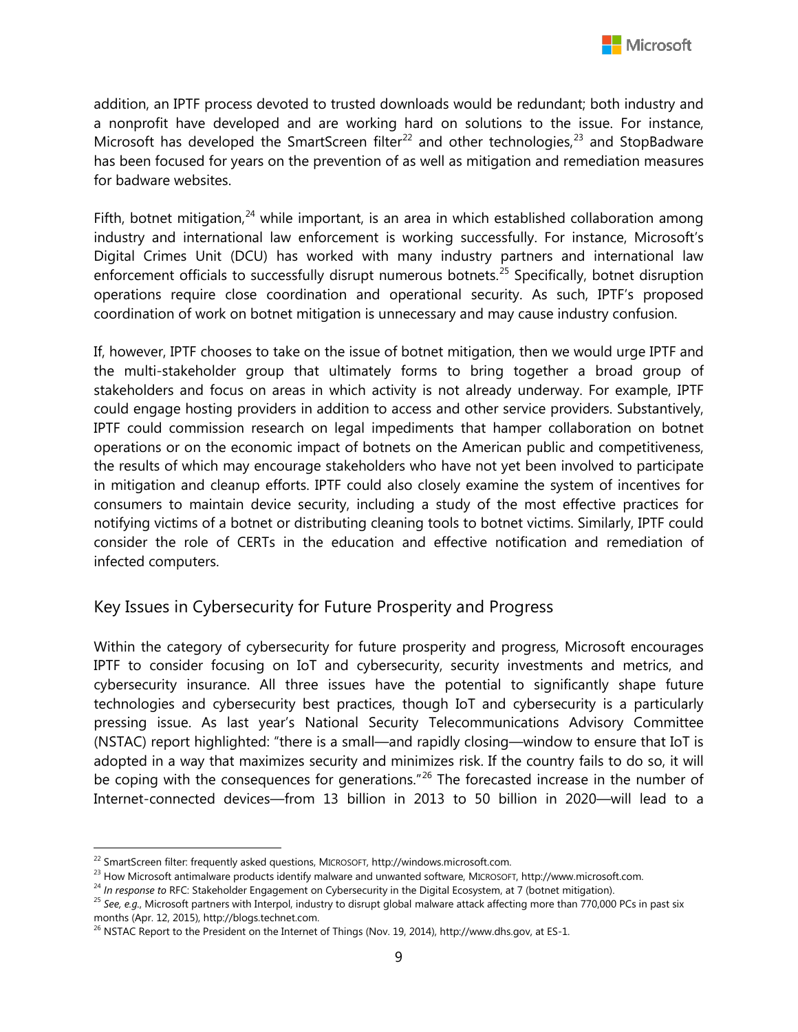addition, an IPTF process devoted to trusted downloads would be redundant; both industry and a nonprofit have developed and are working hard on solutions to the issue. For instance, Microsoft has developed the SmartScreen filter[22] and other technologies,[23] and StopBadware has been focused for years on the prevention of as well as mitigation and remediation measures for badware websites.

Fifth, botnet mitigation,[24] while important, is an area in which established collaboration among industry and international law enforcement is working successfully. For instance, Microsoft's Digital Crimes Unit (DCU) has worked with many industry partners and international law enforcement officials to successfully disrupt numerous botnets.[25] Specifically, botnet disruption operations require close coordination and operational security. As such, IPTF's proposed coordination of work on botnet mitigation is unnecessary and may cause industry confusion.

If, however, IPTF chooses to take on the issue of botnet mitigation, then we would urge IPTF and the multi-stakeholder group that ultimately forms to bring together a broad group of stakeholders and focus on areas in which activity is not already underway. For example, IPTF could engage hosting providers in addition to access and other service providers. Substantively, IPTF could commission research on legal impediments that hamper collaboration on botnet operations or on the economic impact of botnets on the American public and competitiveness, the results of which may encourage stakeholders who have not yet been involved to participate in mitigation and cleanup efforts. IPTF could also closely examine the system of incentives for consumers to maintain device security, including a study of the most effective practices for notifying victims of a botnet or distributing cleaning tools to botnet victims. Similarly, IPTF could consider the role of CERTs in the education and effective notification and remediation of infected computers.

## Key Issues in Cybersecurity for Future Prosperity and Progress

Within the category of cybersecurity for future prosperity and progress, Microsoft encourages IPTF to consider focusing on IoT and cybersecurity, security investments and metrics, and cybersecurity insurance. All three issues have the potential to significantly shape future technologies and cybersecurity best practices, though IoT and cybersecurity is a particularly pressing issue. As last year's National Security Telecommunications Advisory Committee (NSTAC) report highlighted: "there is a small—and rapidly closing—window to ensure that IoT is adopted in a way that maximizes security and minimizes risk. If the country fails to do so, it will be coping with the consequences for generations."[26] The forecasted increase in the number of Internet-connected devices—from 13 billion in 2013 to 50 billion in 2020—will lead to a

---

[22] SmartScreen filter: frequently asked questions, MICROSOFT, http://windows.microsoft.com.

[23] How Microsoft antimalware products identify malware and unwanted software, MICROSOFT, http://www.microsoft.com.

[24] *In response to* RFC: Stakeholder Engagement on Cybersecurity in the Digital Ecosystem, at 7 (botnet mitigation).

[25] *See, e.g.*, Microsoft partners with Interpol, industry to disrupt global malware attack affecting more than 770,000 PCs in past six months (Apr. 12, 2015), http://blogs.technet.com.

[26] NSTAC Report to the President on the Internet of Things (Nov. 19, 2014), http://www.dhs.gov, at ES-1.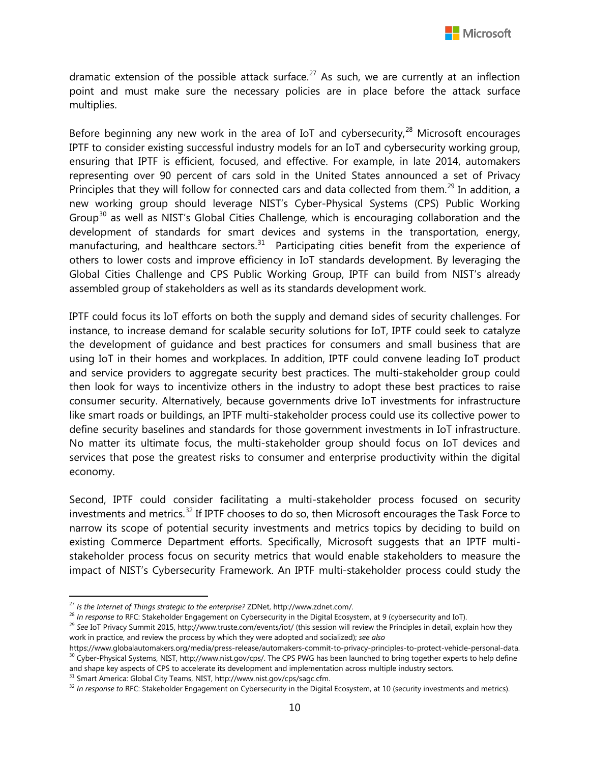dramatic extension of the possible attack surface.[27] As such, we are currently at an inflection point and must make sure the necessary policies are in place before the attack surface multiplies.

Before beginning any new work in the area of IoT and cybersecurity,[28] Microsoft encourages IPTF to consider existing successful industry models for an IoT and cybersecurity working group, ensuring that IPTF is efficient, focused, and effective. For example, in late 2014, automakers representing over 90 percent of cars sold in the United States announced a set of Privacy Principles that they will follow for connected cars and data collected from them.[29] In addition, a new working group should leverage NIST's Cyber-Physical Systems (CPS) Public Working Group[30] as well as NIST's Global Cities Challenge, which is encouraging collaboration and the development of standards for smart devices and systems in the transportation, energy, manufacturing, and healthcare sectors.[31] Participating cities benefit from the experience of others to lower costs and improve efficiency in IoT standards development. By leveraging the Global Cities Challenge and CPS Public Working Group, IPTF can build from NIST's already assembled group of stakeholders as well as its standards development work.

IPTF could focus its IoT efforts on both the supply and demand sides of security challenges. For instance, to increase demand for scalable security solutions for IoT, IPTF could seek to catalyze the development of guidance and best practices for consumers and small business that are using IoT in their homes and workplaces. In addition, IPTF could convene leading IoT product and service providers to aggregate security best practices. The multi-stakeholder group could then look for ways to incentivize others in the industry to adopt these best practices to raise consumer security. Alternatively, because governments drive IoT investments for infrastructure like smart roads or buildings, an IPTF multi-stakeholder process could use its collective power to define security baselines and standards for those government investments in IoT infrastructure. No matter its ultimate focus, the multi-stakeholder group should focus on IoT devices and services that pose the greatest risks to consumer and enterprise productivity within the digital economy.

Second, IPTF could consider facilitating a multi-stakeholder process focused on security investments and metrics.[32] If IPTF chooses to do so, then Microsoft encourages the Task Force to narrow its scope of potential security investments and metrics topics by deciding to build on existing Commerce Department efforts. Specifically, Microsoft suggests that an IPTF multi-stakeholder process focus on security metrics that would enable stakeholders to measure the impact of NIST's Cybersecurity Framework. An IPTF multi-stakeholder process could study the

---

[27] *Is the Internet of Things strategic to the enterprise?* ZDNet, http://www.zdnet.com/.

[28] *In response to* RFC: Stakeholder Engagement on Cybersecurity in the Digital Ecosystem, at 9 (cybersecurity and IoT).

[29] *See* IoT Privacy Summit 2015, http://www.truste.com/events/iot/ (this session will review the Principles in detail, explain how they work in practice, and review the process by which they were adopted and socialized); *see also* https://www.globalautomakers.org/media/press-release/automakers-commit-to-privacy-principles-to-protect-vehicle-personal-data.

[30] Cyber-Physical Systems, NIST, http://www.nist.gov/cps/. The CPS PWG has been launched to bring together experts to help define and shape key aspects of CPS to accelerate its development and implementation across multiple industry sectors.

[31] Smart America: Global City Teams, NIST, http://www.nist.gov/cps/sagc.cfm.

[32] *In response to* RFC: Stakeholder Engagement on Cybersecurity in the Digital Ecosystem, at 10 (security investments and metrics).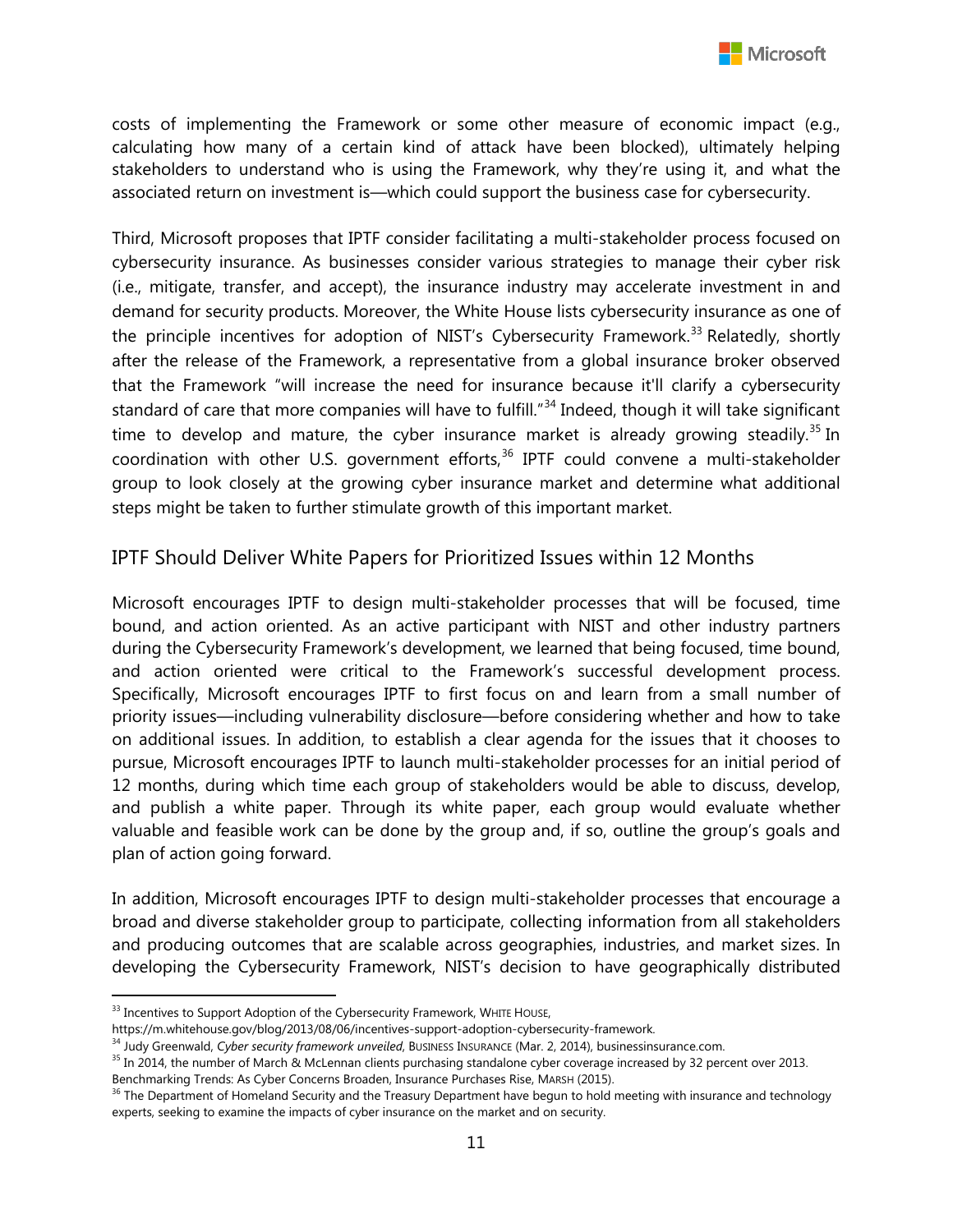costs of implementing the Framework or some other measure of economic impact (e.g., calculating how many of a certain kind of attack have been blocked), ultimately helping stakeholders to understand who is using the Framework, why they're using it, and what the associated return on investment is—which could support the business case for cybersecurity.

Third, Microsoft proposes that IPTF consider facilitating a multi-stakeholder process focused on cybersecurity insurance. As businesses consider various strategies to manage their cyber risk (i.e., mitigate, transfer, and accept), the insurance industry may accelerate investment in and demand for security products. Moreover, the White House lists cybersecurity insurance as one of the principle incentives for adoption of NIST's Cybersecurity Framework.[33] Relatedly, shortly after the release of the Framework, a representative from a global insurance broker observed that the Framework "will increase the need for insurance because it'll clarify a cybersecurity standard of care that more companies will have to fulfill."[34] Indeed, though it will take significant time to develop and mature, the cyber insurance market is already growing steadily.[35] In coordination with other U.S. government efforts,[36] IPTF could convene a multi-stakeholder group to look closely at the growing cyber insurance market and determine what additional steps might be taken to further stimulate growth of this important market.

## IPTF Should Deliver White Papers for Prioritized Issues within 12 Months

Microsoft encourages IPTF to design multi-stakeholder processes that will be focused, time bound, and action oriented. As an active participant with NIST and other industry partners during the Cybersecurity Framework's development, we learned that being focused, time bound, and action oriented were critical to the Framework's successful development process. Specifically, Microsoft encourages IPTF to first focus on and learn from a small number of priority issues—including vulnerability disclosure—before considering whether and how to take on additional issues. In addition, to establish a clear agenda for the issues that it chooses to pursue, Microsoft encourages IPTF to launch multi-stakeholder processes for an initial period of 12 months, during which time each group of stakeholders would be able to discuss, develop, and publish a white paper. Through its white paper, each group would evaluate whether valuable and feasible work can be done by the group and, if so, outline the group's goals and plan of action going forward.

In addition, Microsoft encourages IPTF to design multi-stakeholder processes that encourage a broad and diverse stakeholder group to participate, collecting information from all stakeholders and producing outcomes that are scalable across geographies, industries, and market sizes. In developing the Cybersecurity Framework, NIST's decision to have geographically distributed

---

[33] Incentives to Support Adoption of the Cybersecurity Framework, WHITE HOUSE, https://m.whitehouse.gov/blog/2013/08/06/incentives-support-adoption-cybersecurity-framework.

[34] Judy Greenwald, *Cyber security framework unveiled*, BUSINESS INSURANCE (Mar. 2, 2014), businessinsurance.com.

[35] In 2014, the number of March & McLennan clients purchasing standalone cyber coverage increased by 32 percent over 2013. Benchmarking Trends: As Cyber Concerns Broaden, Insurance Purchases Rise, MARSH (2015).

[36] The Department of Homeland Security and the Treasury Department have begun to hold meeting with insurance and technology experts, seeking to examine the impacts of cyber insurance on the market and on security.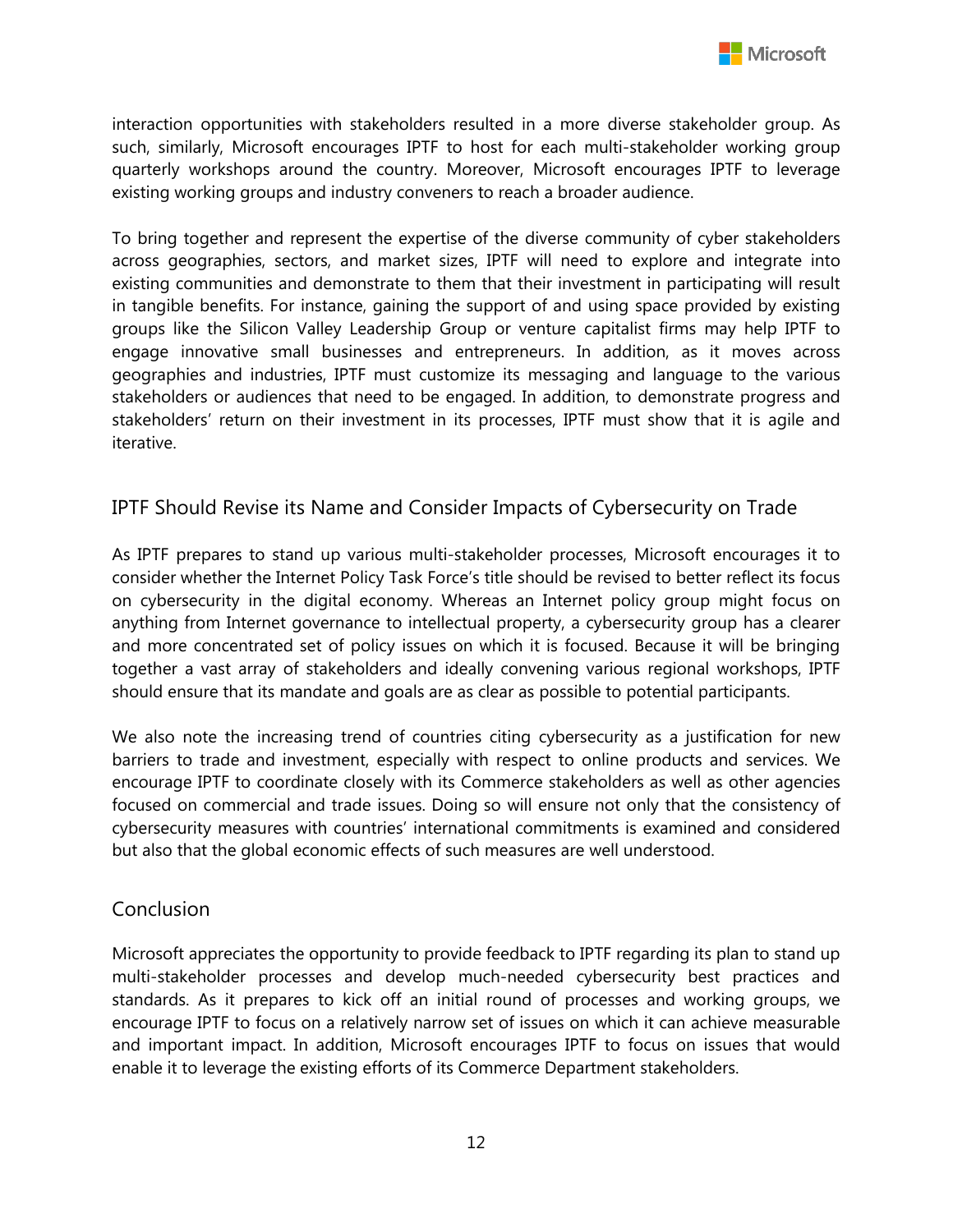interaction opportunities with stakeholders resulted in a more diverse stakeholder group. As such, similarly, Microsoft encourages IPTF to host for each multi-stakeholder working group quarterly workshops around the country. Moreover, Microsoft encourages IPTF to leverage existing working groups and industry conveners to reach a broader audience.

To bring together and represent the expertise of the diverse community of cyber stakeholders across geographies, sectors, and market sizes, IPTF will need to explore and integrate into existing communities and demonstrate to them that their investment in participating will result in tangible benefits. For instance, gaining the support of and using space provided by existing groups like the Silicon Valley Leadership Group or venture capitalist firms may help IPTF to engage innovative small businesses and entrepreneurs. In addition, as it moves across geographies and industries, IPTF must customize its messaging and language to the various stakeholders or audiences that need to be engaged. In addition, to demonstrate progress and stakeholders' return on their investment in its processes, IPTF must show that it is agile and iterative.

## IPTF Should Revise its Name and Consider Impacts of Cybersecurity on Trade

As IPTF prepares to stand up various multi-stakeholder processes, Microsoft encourages it to consider whether the Internet Policy Task Force's title should be revised to better reflect its focus on cybersecurity in the digital economy. Whereas an Internet policy group might focus on anything from Internet governance to intellectual property, a cybersecurity group has a clearer and more concentrated set of policy issues on which it is focused. Because it will be bringing together a vast array of stakeholders and ideally convening various regional workshops, IPTF should ensure that its mandate and goals are as clear as possible to potential participants.

We also note the increasing trend of countries citing cybersecurity as a justification for new barriers to trade and investment, especially with respect to online products and services. We encourage IPTF to coordinate closely with its Commerce stakeholders as well as other agencies focused on commercial and trade issues. Doing so will ensure not only that the consistency of cybersecurity measures with countries' international commitments is examined and considered but also that the global economic effects of such measures are well understood.

## Conclusion

Microsoft appreciates the opportunity to provide feedback to IPTF regarding its plan to stand up multi-stakeholder processes and develop much-needed cybersecurity best practices and standards. As it prepares to kick off an initial round of processes and working groups, we encourage IPTF to focus on a relatively narrow set of issues on which it can achieve measurable and important impact. In addition, Microsoft encourages IPTF to focus on issues that would enable it to leverage the existing efforts of its Commerce Department stakeholders.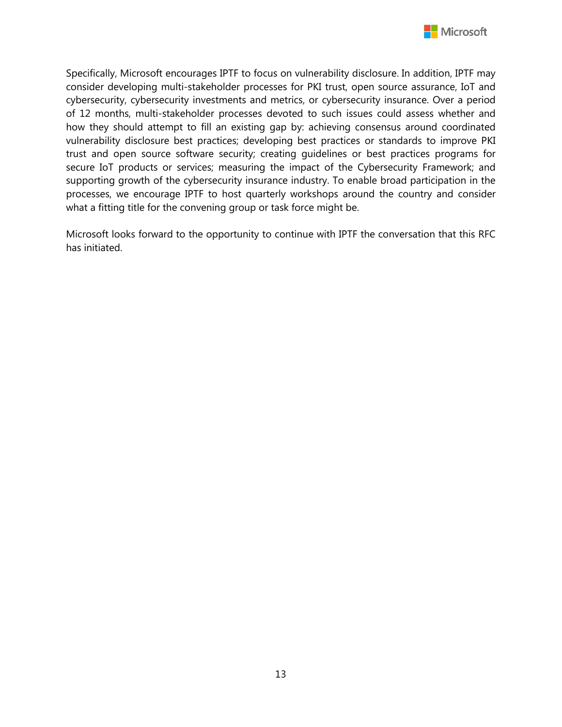Specifically, Microsoft encourages IPTF to focus on vulnerability disclosure. In addition, IPTF may consider developing multi-stakeholder processes for PKI trust, open source assurance, IoT and cybersecurity, cybersecurity investments and metrics, or cybersecurity insurance. Over a period of 12 months, multi-stakeholder processes devoted to such issues could assess whether and how they should attempt to fill an existing gap by: achieving consensus around coordinated vulnerability disclosure best practices; developing best practices or standards to improve PKI trust and open source software security; creating guidelines or best practices programs for secure IoT products or services; measuring the impact of the Cybersecurity Framework; and supporting growth of the cybersecurity insurance industry. To enable broad participation in the processes, we encourage IPTF to host quarterly workshops around the country and consider what a fitting title for the convening group or task force might be.

Microsoft looks forward to the opportunity to continue with IPTF the conversation that this RFC has initiated.